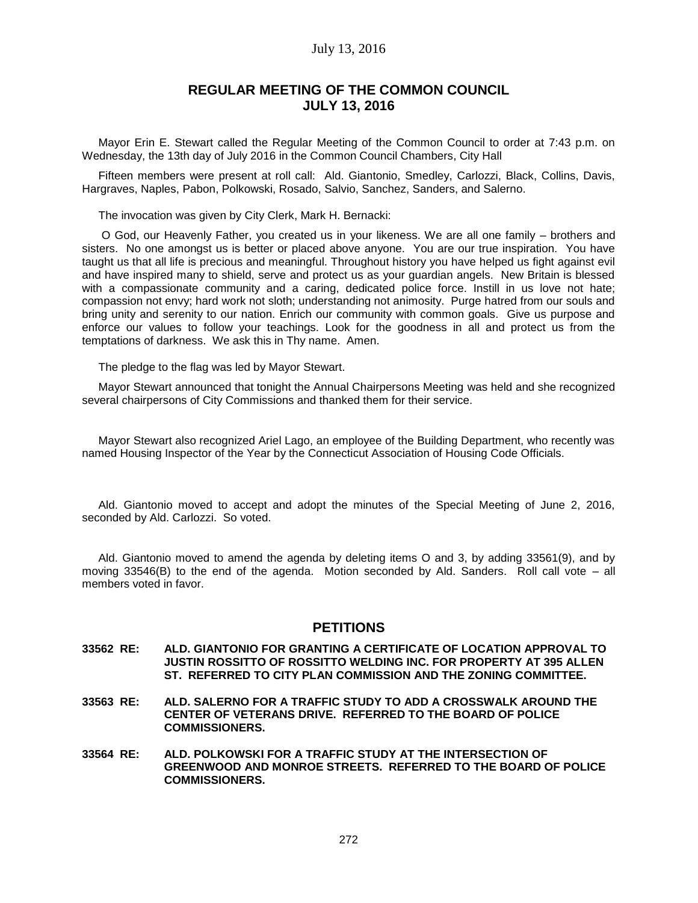## REGULAR MEETING OF THE COMMON COUNCIL
## JULY 13, 2016

Mayor Erin E. Stewart called the Regular Meeting of the Common Council to order at 7:43 p.m. on Wednesday, the 13th day of July 2016 in the Common Council Chambers, City Hall

Fifteen members were present at roll call: Ald. Giantonio, Smedley, Carlozzi, Black, Collins, Davis, Hargraves, Naples, Pabon, Polkowski, Rosado, Salvio, Sanchez, Sanders, and Salerno.

The invocation was given by City Clerk, Mark H. Bernacki:

O God, our Heavenly Father, you created us in your likeness. We are all one family – brothers and sisters. No one amongst us is better or placed above anyone. You are our true inspiration. You have taught us that all life is precious and meaningful. Throughout history you have helped us fight against evil and have inspired many to shield, serve and protect us as your guardian angels. New Britain is blessed with a compassionate community and a caring, dedicated police force. Instill in us love not hate; compassion not envy; hard work not sloth; understanding not animosity. Purge hatred from our souls and bring unity and serenity to our nation. Enrich our community with common goals. Give us purpose and enforce our values to follow your teachings. Look for the goodness in all and protect us from the temptations of darkness. We ask this in Thy name. Amen.

The pledge to the flag was led by Mayor Stewart.

Mayor Stewart announced that tonight the Annual Chairpersons Meeting was held and she recognized several chairpersons of City Commissions and thanked them for their service.

Mayor Stewart also recognized Ariel Lago, an employee of the Building Department, who recently was named Housing Inspector of the Year by the Connecticut Association of Housing Code Officials.

Ald. Giantonio moved to accept and adopt the minutes of the Special Meeting of June 2, 2016, seconded by Ald. Carlozzi. So voted.

Ald. Giantonio moved to amend the agenda by deleting items O and 3, by adding 33561(9), and by moving 33546(B) to the end of the agenda. Motion seconded by Ald. Sanders. Roll call vote – all members voted in favor.

## PETITIONS

**33562 RE: ALD. GIANTONIO FOR GRANTING A CERTIFICATE OF LOCATION APPROVAL TO JUSTIN ROSSITTO OF ROSSITTO WELDING INC. FOR PROPERTY AT 395 ALLEN ST. REFERRED TO CITY PLAN COMMISSION AND THE ZONING COMMITTEE.**

**33563 RE: ALD. SALERNO FOR A TRAFFIC STUDY TO ADD A CROSSWALK AROUND THE CENTER OF VETERANS DRIVE. REFERRED TO THE BOARD OF POLICE COMMISSIONERS.**

**33564 RE: ALD. POLKOWSKI FOR A TRAFFIC STUDY AT THE INTERSECTION OF GREENWOOD AND MONROE STREETS. REFERRED TO THE BOARD OF POLICE COMMISSIONERS.**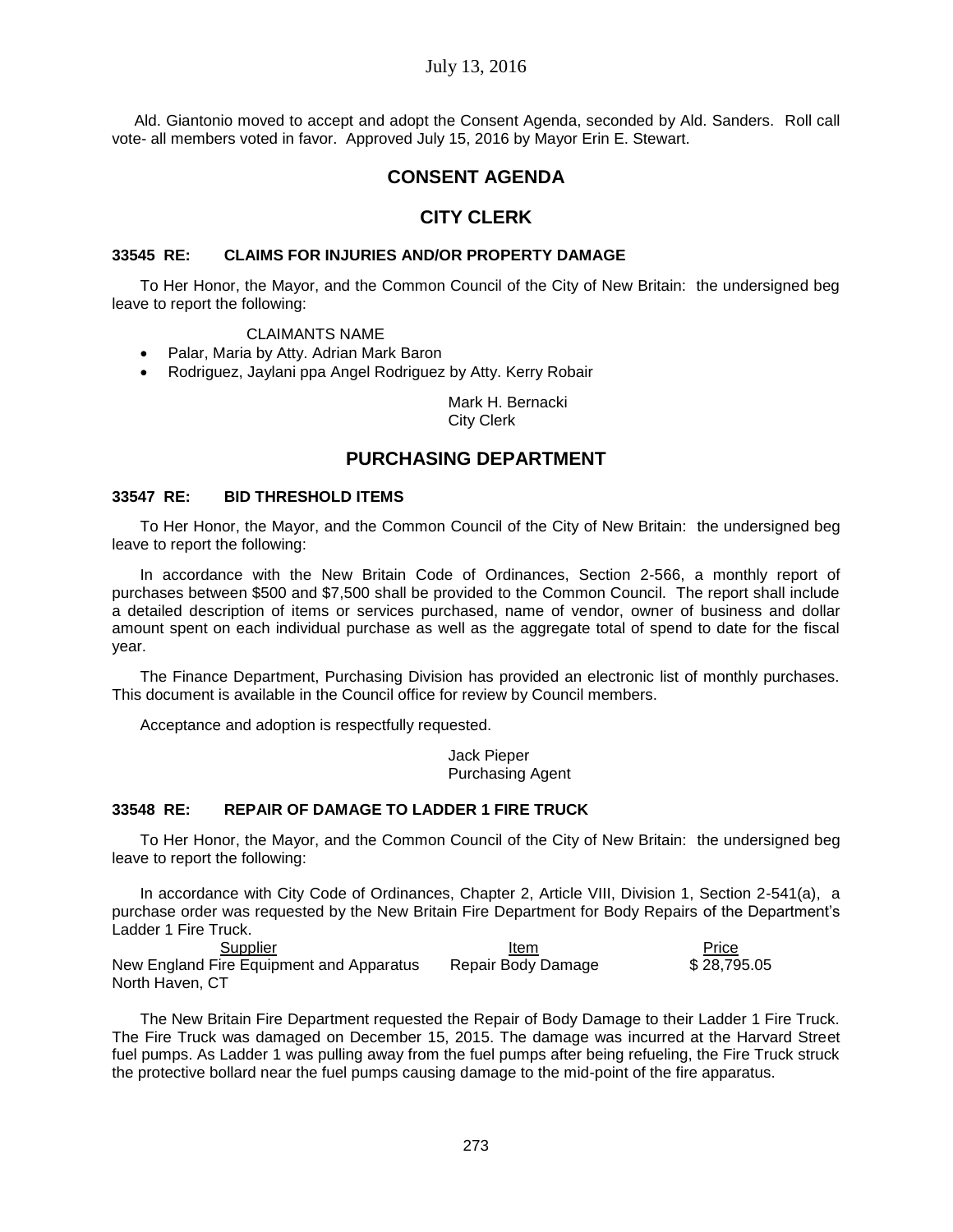Ald. Giantonio moved to accept and adopt the Consent Agenda, seconded by Ald. Sanders. Roll call vote- all members voted in favor. Approved July 15, 2016 by Mayor Erin E. Stewart.

## CONSENT AGENDA

## CITY CLERK

### 33545 RE: CLAIMS FOR INJURIES AND/OR PROPERTY DAMAGE

To Her Honor, the Mayor, and the Common Council of the City of New Britain: the undersigned beg leave to report the following:

CLAIMANTS NAME

- Palar, Maria by Atty. Adrian Mark Baron
- Rodriguez, Jaylani ppa Angel Rodriguez by Atty. Kerry Robair

Mark H. Bernacki
City Clerk

## PURCHASING DEPARTMENT

### 33547 RE: BID THRESHOLD ITEMS

To Her Honor, the Mayor, and the Common Council of the City of New Britain: the undersigned beg leave to report the following:

In accordance with the New Britain Code of Ordinances, Section 2-566, a monthly report of purchases between $500 and $7,500 shall be provided to the Common Council. The report shall include a detailed description of items or services purchased, name of vendor, owner of business and dollar amount spent on each individual purchase as well as the aggregate total of spend to date for the fiscal year.

The Finance Department, Purchasing Division has provided an electronic list of monthly purchases. This document is available in the Council office for review by Council members.

Acceptance and adoption is respectfully requested.

Jack Pieper
Purchasing Agent

### 33548 RE: REPAIR OF DAMAGE TO LADDER 1 FIRE TRUCK

To Her Honor, the Mayor, and the Common Council of the City of New Britain: the undersigned beg leave to report the following:

In accordance with City Code of Ordinances, Chapter 2, Article VIII, Division 1, Section 2-541(a), a purchase order was requested by the New Britain Fire Department for Body Repairs of the Department's Ladder 1 Fire Truck.

| Supplier | Item | Price |
|---|---|---|
| New England Fire Equipment and Apparatus<br>North Haven, CT | Repair Body Damage | $ 28,795.05 |

The New Britain Fire Department requested the Repair of Body Damage to their Ladder 1 Fire Truck. The Fire Truck was damaged on December 15, 2015. The damage was incurred at the Harvard Street fuel pumps. As Ladder 1 was pulling away from the fuel pumps after being refueling, the Fire Truck struck the protective bollard near the fuel pumps causing damage to the mid-point of the fire apparatus.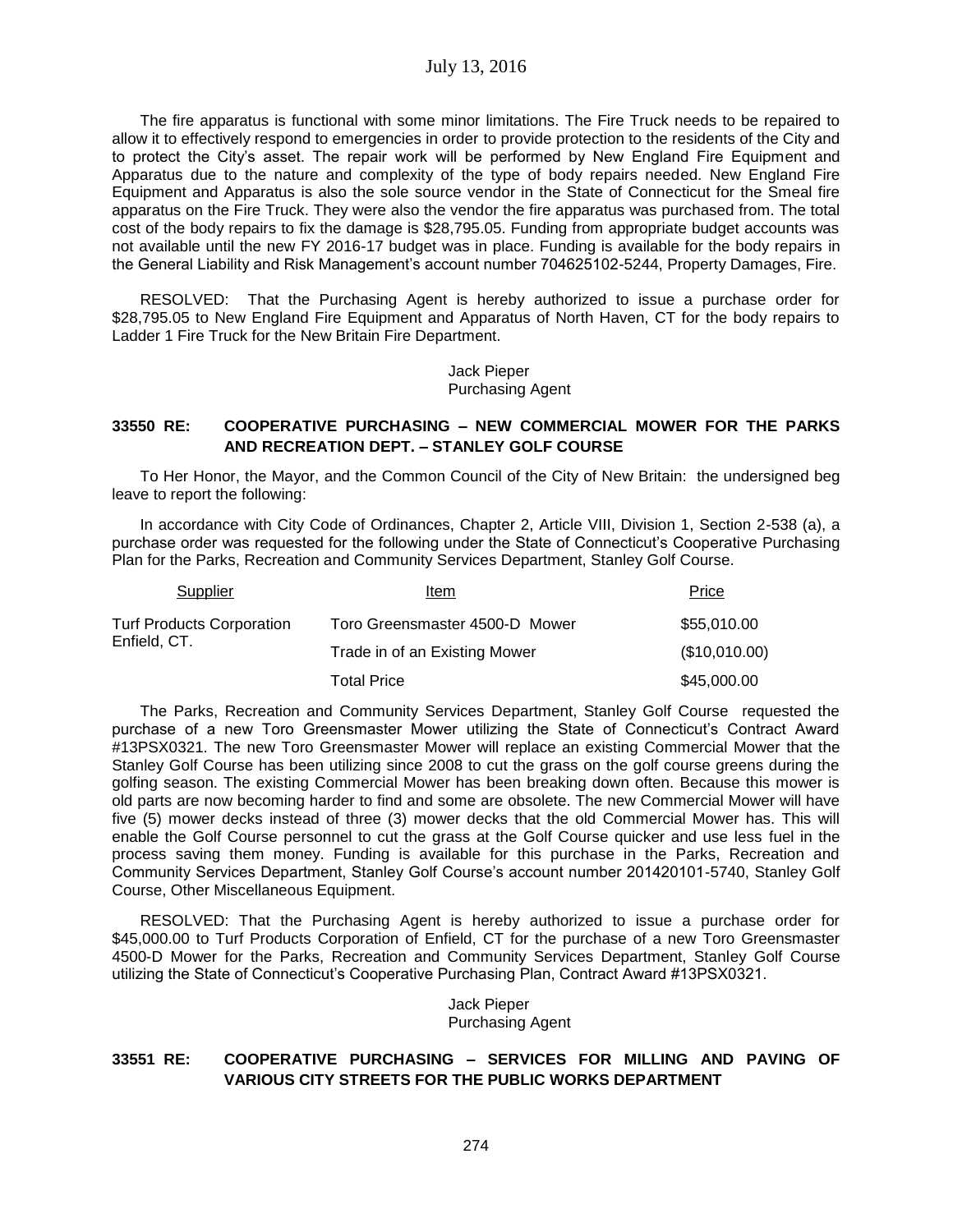The fire apparatus is functional with some minor limitations. The Fire Truck needs to be repaired to allow it to effectively respond to emergencies in order to provide protection to the residents of the City and to protect the City's asset. The repair work will be performed by New England Fire Equipment and Apparatus due to the nature and complexity of the type of body repairs needed. New England Fire Equipment and Apparatus is also the sole source vendor in the State of Connecticut for the Smeal fire apparatus on the Fire Truck. They were also the vendor the fire apparatus was purchased from. The total cost of the body repairs to fix the damage is $28,795.05. Funding from appropriate budget accounts was not available until the new FY 2016-17 budget was in place. Funding is available for the body repairs in the General Liability and Risk Management's account number 704625102-5244, Property Damages, Fire.

RESOLVED: That the Purchasing Agent is hereby authorized to issue a purchase order for $28,795.05 to New England Fire Equipment and Apparatus of North Haven, CT for the body repairs to Ladder 1 Fire Truck for the New Britain Fire Department.

Jack Pieper
Purchasing Agent

**33550 RE: COOPERATIVE PURCHASING – NEW COMMERCIAL MOWER FOR THE PARKS AND RECREATION DEPT. – STANLEY GOLF COURSE**

To Her Honor, the Mayor, and the Common Council of the City of New Britain: the undersigned beg leave to report the following:

In accordance with City Code of Ordinances, Chapter 2, Article VIII, Division 1, Section 2-538 (a), a purchase order was requested for the following under the State of Connecticut's Cooperative Purchasing Plan for the Parks, Recreation and Community Services Department, Stanley Golf Course.

| Supplier | Item | Price |
|---|---|---|
| Turf Products Corporation Enfield, CT. | Toro Greensmaster 4500-D Mower | $55,010.00 |
| | Trade in of an Existing Mower | ($10,010.00) |
| | Total Price | $45,000.00 |

The Parks, Recreation and Community Services Department, Stanley Golf Course requested the purchase of a new Toro Greensmaster Mower utilizing the State of Connecticut's Contract Award #13PSX0321. The new Toro Greensmaster Mower will replace an existing Commercial Mower that the Stanley Golf Course has been utilizing since 2008 to cut the grass on the golf course greens during the golfing season. The existing Commercial Mower has been breaking down often. Because this mower is old parts are now becoming harder to find and some are obsolete. The new Commercial Mower will have five (5) mower decks instead of three (3) mower decks that the old Commercial Mower has. This will enable the Golf Course personnel to cut the grass at the Golf Course quicker and use less fuel in the process saving them money. Funding is available for this purchase in the Parks, Recreation and Community Services Department, Stanley Golf Course's account number 201420101-5740, Stanley Golf Course, Other Miscellaneous Equipment.

RESOLVED: That the Purchasing Agent is hereby authorized to issue a purchase order for $45,000.00 to Turf Products Corporation of Enfield, CT for the purchase of a new Toro Greensmaster 4500-D Mower for the Parks, Recreation and Community Services Department, Stanley Golf Course utilizing the State of Connecticut's Cooperative Purchasing Plan, Contract Award #13PSX0321.

Jack Pieper
Purchasing Agent

**33551 RE: COOPERATIVE PURCHASING – SERVICES FOR MILLING AND PAVING OF VARIOUS CITY STREETS FOR THE PUBLIC WORKS DEPARTMENT**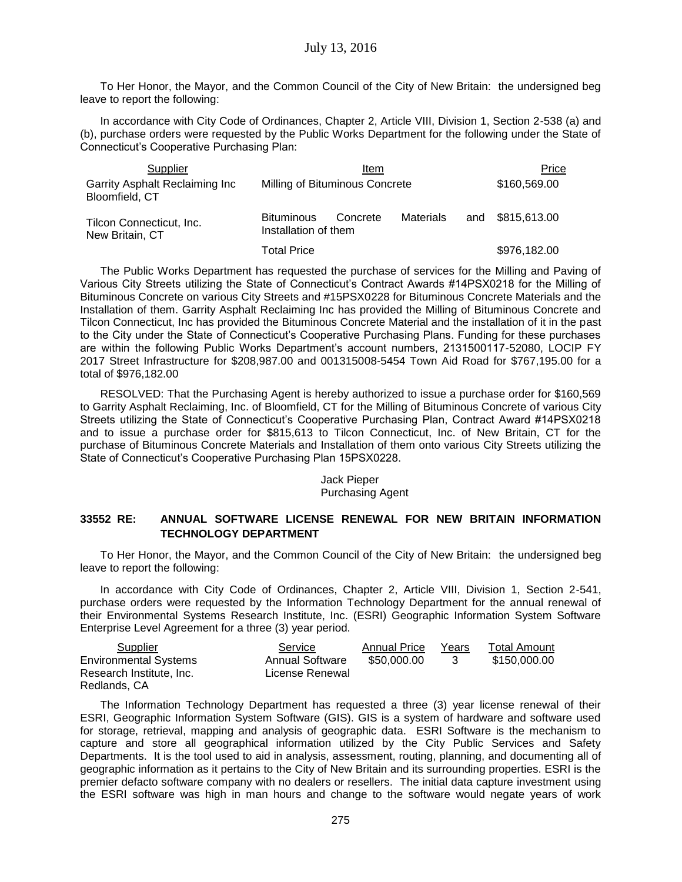To Her Honor, the Mayor, and the Common Council of the City of New Britain: the undersigned beg leave to report the following:

In accordance with City Code of Ordinances, Chapter 2, Article VIII, Division 1, Section 2-538 (a) and (b), purchase orders were requested by the Public Works Department for the following under the State of Connecticut's Cooperative Purchasing Plan:

| Supplier | Item | Price |
|---|---|---|
| Garrity Asphalt Reclaiming Inc Bloomfield, CT | Milling of Bituminous Concrete | $160,569.00 |
| Tilcon Connecticut, Inc. New Britain, CT | Bituminous Concrete Materials and Installation of them | $815,613.00 |
| | Total Price | $976,182.00 |

The Public Works Department has requested the purchase of services for the Milling and Paving of Various City Streets utilizing the State of Connecticut's Contract Awards #14PSX0218 for the Milling of Bituminous Concrete on various City Streets and #15PSX0228 for Bituminous Concrete Materials and the Installation of them. Garrity Asphalt Reclaiming Inc has provided the Milling of Bituminous Concrete and Tilcon Connecticut, Inc has provided the Bituminous Concrete Material and the installation of it in the past to the City under the State of Connecticut's Cooperative Purchasing Plans. Funding for these purchases are within the following Public Works Department's account numbers, 2131500117-52080, LOCIP FY 2017 Street Infrastructure for $208,987.00 and 001315008-5454 Town Aid Road for $767,195.00 for a total of $976,182.00

RESOLVED: That the Purchasing Agent is hereby authorized to issue a purchase order for $160,569 to Garrity Asphalt Reclaiming, Inc. of Bloomfield, CT for the Milling of Bituminous Concrete of various City Streets utilizing the State of Connecticut's Cooperative Purchasing Plan, Contract Award #14PSX0218 and to issue a purchase order for $815,613 to Tilcon Connecticut, Inc. of New Britain, CT for the purchase of Bituminous Concrete Materials and Installation of them onto various City Streets utilizing the State of Connecticut's Cooperative Purchasing Plan 15PSX0228.

Jack Pieper
Purchasing Agent

**33552 RE: ANNUAL SOFTWARE LICENSE RENEWAL FOR NEW BRITAIN INFORMATION TECHNOLOGY DEPARTMENT**

To Her Honor, the Mayor, and the Common Council of the City of New Britain: the undersigned beg leave to report the following:

In accordance with City Code of Ordinances, Chapter 2, Article VIII, Division 1, Section 2-541, purchase orders were requested by the Information Technology Department for the annual renewal of their Environmental Systems Research Institute, Inc. (ESRI) Geographic Information System Software Enterprise Level Agreement for a three (3) year period.

| Supplier | Service | Annual Price | Years | Total Amount |
|---|---|---|---|---|
| Environmental Systems Research Institute, Inc. Redlands, CA | Annual Software License Renewal | $50,000.00 | 3 | $150,000.00 |

The Information Technology Department has requested a three (3) year license renewal of their ESRI, Geographic Information System Software (GIS). GIS is a system of hardware and software used for storage, retrieval, mapping and analysis of geographic data. ESRI Software is the mechanism to capture and store all geographical information utilized by the City Public Services and Safety Departments. It is the tool used to aid in analysis, assessment, routing, planning, and documenting all of geographic information as it pertains to the City of New Britain and its surrounding properties. ESRI is the premier defacto software company with no dealers or resellers. The initial data capture investment using the ESRI software was high in man hours and change to the software would negate years of work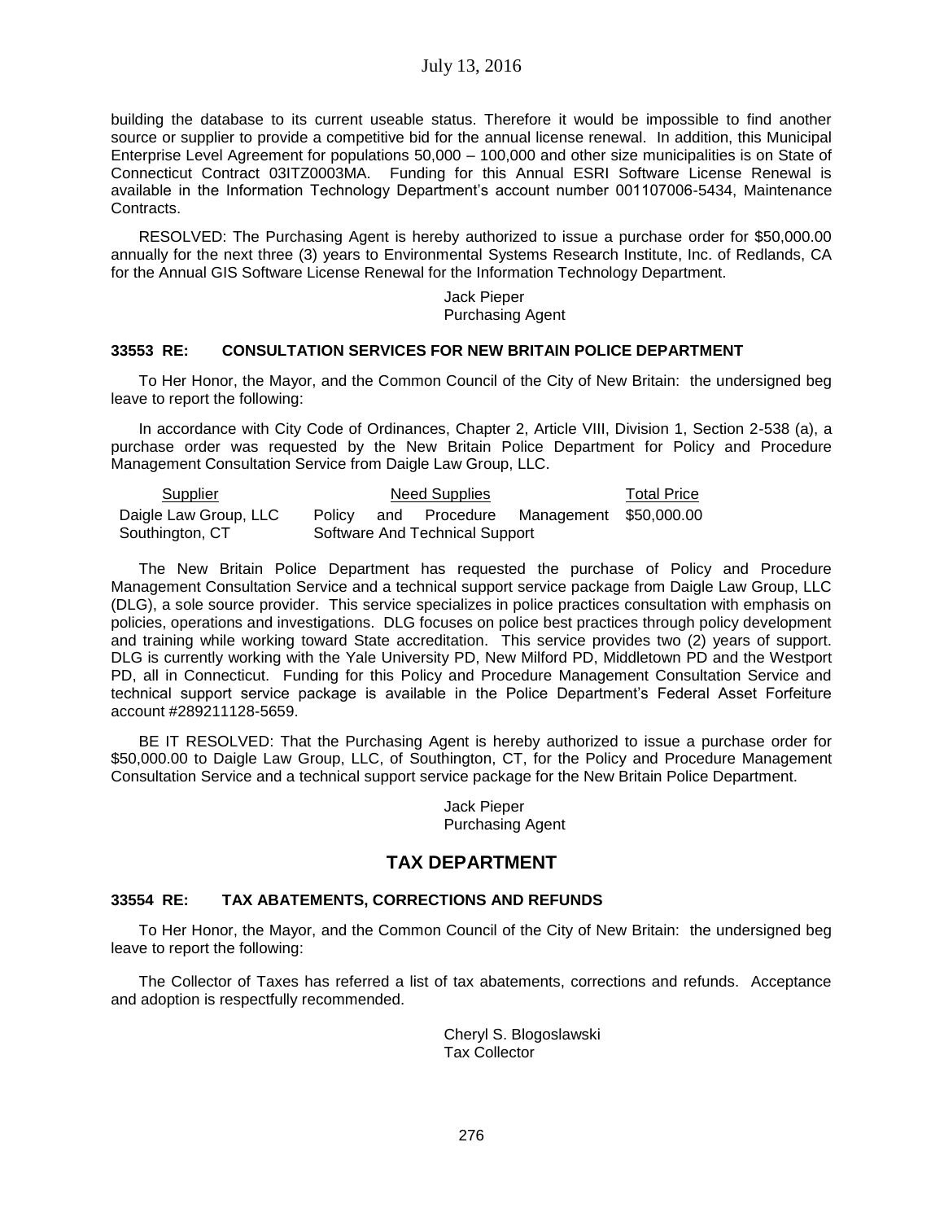building the database to its current useable status. Therefore it would be impossible to find another source or supplier to provide a competitive bid for the annual license renewal. In addition, this Municipal Enterprise Level Agreement for populations 50,000 – 100,000 and other size municipalities is on State of Connecticut Contract 03ITZ0003MA. Funding for this Annual ESRI Software License Renewal is available in the Information Technology Department's account number 001107006-5434, Maintenance Contracts.

RESOLVED: The Purchasing Agent is hereby authorized to issue a purchase order for $50,000.00 annually for the next three (3) years to Environmental Systems Research Institute, Inc. of Redlands, CA for the Annual GIS Software License Renewal for the Information Technology Department.

Jack Pieper
Purchasing Agent

### 33553 RE: CONSULTATION SERVICES FOR NEW BRITAIN POLICE DEPARTMENT

To Her Honor, the Mayor, and the Common Council of the City of New Britain: the undersigned beg leave to report the following:

In accordance with City Code of Ordinances, Chapter 2, Article VIII, Division 1, Section 2-538 (a), a purchase order was requested by the New Britain Police Department for Policy and Procedure Management Consultation Service from Daigle Law Group, LLC.

| Supplier | Need Supplies | Total Price |
|---|---|---|
| Daigle Law Group, LLC Southington, CT | Policy and Procedure Management Software And Technical Support | $50,000.00 |

The New Britain Police Department has requested the purchase of Policy and Procedure Management Consultation Service and a technical support service package from Daigle Law Group, LLC (DLG), a sole source provider. This service specializes in police practices consultation with emphasis on policies, operations and investigations. DLG focuses on police best practices through policy development and training while working toward State accreditation. This service provides two (2) years of support. DLG is currently working with the Yale University PD, New Milford PD, Middletown PD and the Westport PD, all in Connecticut. Funding for this Policy and Procedure Management Consultation Service and technical support service package is available in the Police Department's Federal Asset Forfeiture account #289211128-5659.

BE IT RESOLVED: That the Purchasing Agent is hereby authorized to issue a purchase order for $50,000.00 to Daigle Law Group, LLC, of Southington, CT, for the Policy and Procedure Management Consultation Service and a technical support service package for the New Britain Police Department.

Jack Pieper
Purchasing Agent

## TAX DEPARTMENT

### 33554 RE: TAX ABATEMENTS, CORRECTIONS AND REFUNDS

To Her Honor, the Mayor, and the Common Council of the City of New Britain: the undersigned beg leave to report the following:

The Collector of Taxes has referred a list of tax abatements, corrections and refunds. Acceptance and adoption is respectfully recommended.

Cheryl S. Blogoslawski
Tax Collector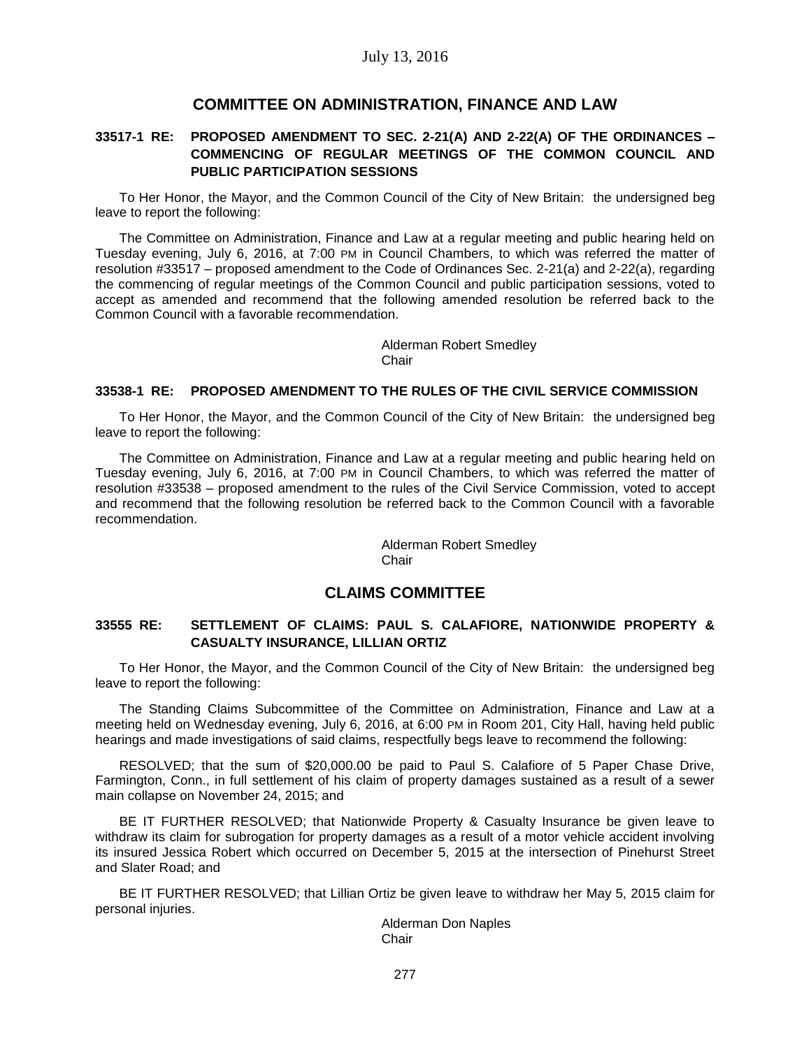## COMMITTEE ON ADMINISTRATION, FINANCE AND LAW

### 33517-1 RE: PROPOSED AMENDMENT TO SEC. 2-21(A) AND 2-22(A) OF THE ORDINANCES – COMMENCING OF REGULAR MEETINGS OF THE COMMON COUNCIL AND PUBLIC PARTICIPATION SESSIONS

To Her Honor, the Mayor, and the Common Council of the City of New Britain: the undersigned beg leave to report the following:

The Committee on Administration, Finance and Law at a regular meeting and public hearing held on Tuesday evening, July 6, 2016, at 7:00 PM in Council Chambers, to which was referred the matter of resolution #33517 – proposed amendment to the Code of Ordinances Sec. 2-21(a) and 2-22(a), regarding the commencing of regular meetings of the Common Council and public participation sessions, voted to accept as amended and recommend that the following amended resolution be referred back to the Common Council with a favorable recommendation.

Alderman Robert Smedley
Chair

### 33538-1 RE: PROPOSED AMENDMENT TO THE RULES OF THE CIVIL SERVICE COMMISSION

To Her Honor, the Mayor, and the Common Council of the City of New Britain: the undersigned beg leave to report the following:

The Committee on Administration, Finance and Law at a regular meeting and public hearing held on Tuesday evening, July 6, 2016, at 7:00 PM in Council Chambers, to which was referred the matter of resolution #33538 – proposed amendment to the rules of the Civil Service Commission, voted to accept and recommend that the following resolution be referred back to the Common Council with a favorable recommendation.

Alderman Robert Smedley
Chair

## CLAIMS COMMITTEE

### 33555 RE: SETTLEMENT OF CLAIMS: PAUL S. CALAFIORE, NATIONWIDE PROPERTY & CASUALTY INSURANCE, LILLIAN ORTIZ

To Her Honor, the Mayor, and the Common Council of the City of New Britain: the undersigned beg leave to report the following:

The Standing Claims Subcommittee of the Committee on Administration, Finance and Law at a meeting held on Wednesday evening, July 6, 2016, at 6:00 PM in Room 201, City Hall, having held public hearings and made investigations of said claims, respectfully begs leave to recommend the following:

RESOLVED; that the sum of $20,000.00 be paid to Paul S. Calafiore of 5 Paper Chase Drive, Farmington, Conn., in full settlement of his claim of property damages sustained as a result of a sewer main collapse on November 24, 2015; and

BE IT FURTHER RESOLVED; that Nationwide Property & Casualty Insurance be given leave to withdraw its claim for subrogation for property damages as a result of a motor vehicle accident involving its insured Jessica Robert which occurred on December 5, 2015 at the intersection of Pinehurst Street and Slater Road; and

BE IT FURTHER RESOLVED; that Lillian Ortiz be given leave to withdraw her May 5, 2015 claim for personal injuries.

Alderman Don Naples
Chair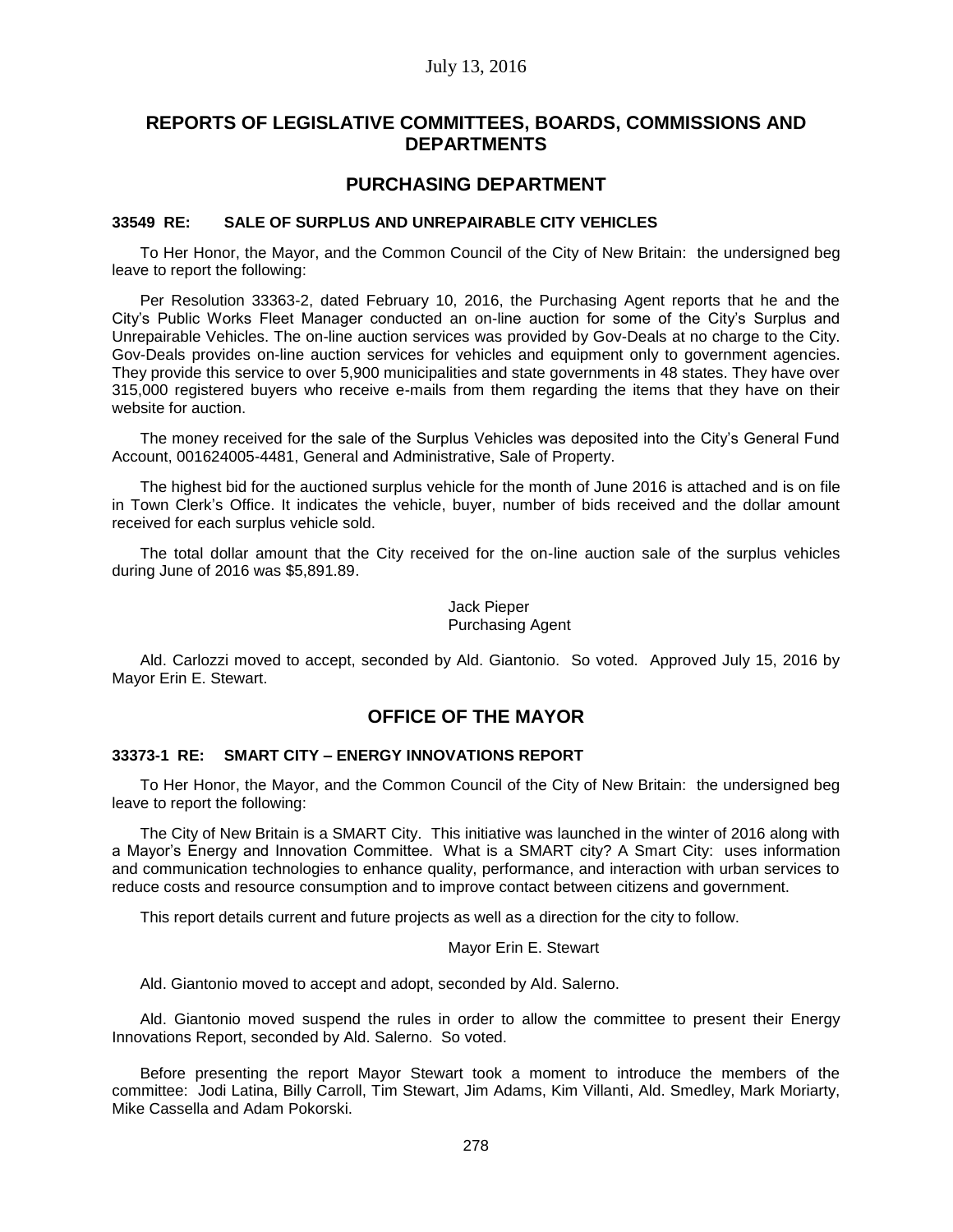## REPORTS OF LEGISLATIVE COMMITTEES, BOARDS, COMMISSIONS AND DEPARTMENTS

## PURCHASING DEPARTMENT

### 33549 RE: SALE OF SURPLUS AND UNREPAIRABLE CITY VEHICLES

To Her Honor, the Mayor, and the Common Council of the City of New Britain: the undersigned beg leave to report the following:

Per Resolution 33363-2, dated February 10, 2016, the Purchasing Agent reports that he and the City's Public Works Fleet Manager conducted an on-line auction for some of the City's Surplus and Unrepairable Vehicles. The on-line auction services was provided by Gov-Deals at no charge to the City. Gov-Deals provides on-line auction services for vehicles and equipment only to government agencies. They provide this service to over 5,900 municipalities and state governments in 48 states. They have over 315,000 registered buyers who receive e-mails from them regarding the items that they have on their website for auction.

The money received for the sale of the Surplus Vehicles was deposited into the City's General Fund Account, 001624005-4481, General and Administrative, Sale of Property.

The highest bid for the auctioned surplus vehicle for the month of June 2016 is attached and is on file in Town Clerk's Office. It indicates the vehicle, buyer, number of bids received and the dollar amount received for each surplus vehicle sold.

The total dollar amount that the City received for the on-line auction sale of the surplus vehicles during June of 2016 was $5,891.89.

Jack Pieper
Purchasing Agent

Ald. Carlozzi moved to accept, seconded by Ald. Giantonio. So voted. Approved July 15, 2016 by Mayor Erin E. Stewart.

## OFFICE OF THE MAYOR

### 33373-1 RE: SMART CITY – ENERGY INNOVATIONS REPORT

To Her Honor, the Mayor, and the Common Council of the City of New Britain: the undersigned beg leave to report the following:

The City of New Britain is a SMART City. This initiative was launched in the winter of 2016 along with a Mayor's Energy and Innovation Committee. What is a SMART city? A Smart City: uses information and communication technologies to enhance quality, performance, and interaction with urban services to reduce costs and resource consumption and to improve contact between citizens and government.

This report details current and future projects as well as a direction for the city to follow.

Mayor Erin E. Stewart

Ald. Giantonio moved to accept and adopt, seconded by Ald. Salerno.

Ald. Giantonio moved suspend the rules in order to allow the committee to present their Energy Innovations Report, seconded by Ald. Salerno. So voted.

Before presenting the report Mayor Stewart took a moment to introduce the members of the committee: Jodi Latina, Billy Carroll, Tim Stewart, Jim Adams, Kim Villanti, Ald. Smedley, Mark Moriarty, Mike Cassella and Adam Pokorski.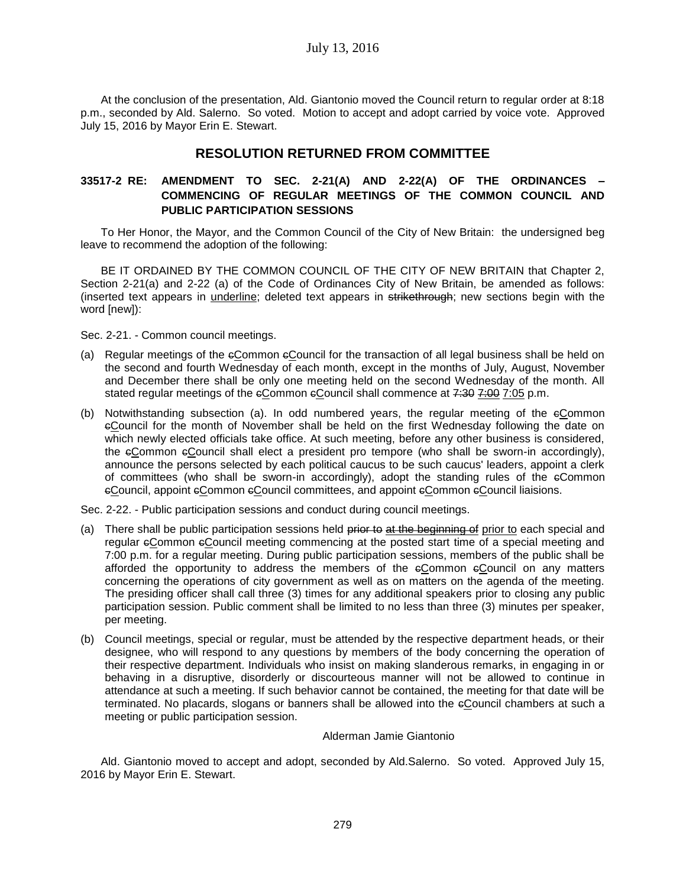At the conclusion of the presentation, Ald. Giantonio moved the Council return to regular order at 8:18 p.m., seconded by Ald. Salerno. So voted. Motion to accept and adopt carried by voice vote. Approved July 15, 2016 by Mayor Erin E. Stewart.

## RESOLUTION RETURNED FROM COMMITTEE

### 33517-2 RE: AMENDMENT TO SEC. 2-21(A) AND 2-22(A) OF THE ORDINANCES – COMMENCING OF REGULAR MEETINGS OF THE COMMON COUNCIL AND PUBLIC PARTICIPATION SESSIONS

To Her Honor, the Mayor, and the Common Council of the City of New Britain: the undersigned beg leave to recommend the adoption of the following:

BE IT ORDAINED BY THE COMMON COUNCIL OF THE CITY OF NEW BRITAIN that Chapter 2, Section 2-21(a) and 2-22 (a) of the Code of Ordinances City of New Britain, be amended as follows: (inserted text appears in <u>underline</u>; deleted text appears in ~~strikethrough~~; new sections begin with the word [new]):

Sec. 2-21. - Common council meetings.

(a) Regular meetings of the ~~c~~<u>C</u>ommon ~~c~~<u>C</u>ouncil for the transaction of all legal business shall be held on the second and fourth Wednesday of each month, except in the months of July, August, November and December there shall be only one meeting held on the second Wednesday of the month. All stated regular meetings of the ~~c~~<u>C</u>ommon ~~c~~<u>C</u>ouncil shall commence at ~~7:30~~ ~~<u>7:00</u>~~ <u>7:05</u> p.m.

(b) Notwithstanding subsection (a). In odd numbered years, the regular meeting of the ~~c~~<u>C</u>ommon ~~c~~<u>C</u>ouncil for the month of November shall be held on the first Wednesday following the date on which newly elected officials take office. At such meeting, before any other business is considered, the ~~c~~<u>C</u>ommon ~~c~~<u>C</u>ouncil shall elect a president pro tempore (who shall be sworn-in accordingly), announce the persons selected by each political caucus to be such caucus' leaders, appoint a clerk of committees (who shall be sworn-in accordingly), adopt the standing rules of the ~~c~~<u>C</u>ommon ~~c~~<u>C</u>ouncil, appoint ~~c~~<u>C</u>ommon ~~c~~<u>C</u>ouncil committees, and appoint ~~c~~<u>C</u>ommon ~~c~~<u>C</u>ouncil liaisions.

Sec. 2-22. - Public participation sessions and conduct during council meetings.

(a) There shall be public participation sessions held ~~prior to~~ ~~<u>at the beginning of</u>~~ <u>prior to</u> each special and regular ~~c~~<u>C</u>ommon ~~c~~<u>C</u>ouncil meeting commencing at the posted start time of a special meeting and 7:00 p.m. for a regular meeting. During public participation sessions, members of the public shall be afforded the opportunity to address the members of the ~~c~~<u>C</u>ommon ~~c~~<u>C</u>ouncil on any matters concerning the operations of city government as well as on matters on the agenda of the meeting. The presiding officer shall call three (3) times for any additional speakers prior to closing any public participation session. Public comment shall be limited to no less than three (3) minutes per speaker, per meeting.

(b) Council meetings, special or regular, must be attended by the respective department heads, or their designee, who will respond to any questions by members of the body concerning the operation of their respective department. Individuals who insist on making slanderous remarks, in engaging in or behaving in a disruptive, disorderly or discourteous manner will not be allowed to continue in attendance at such a meeting. If such behavior cannot be contained, the meeting for that date will be terminated. No placards, slogans or banners shall be allowed into the ~~c~~<u>C</u>ouncil chambers at such a meeting or public participation session.

Alderman Jamie Giantonio

Ald. Giantonio moved to accept and adopt, seconded by Ald.Salerno. So voted. Approved July 15, 2016 by Mayor Erin E. Stewart.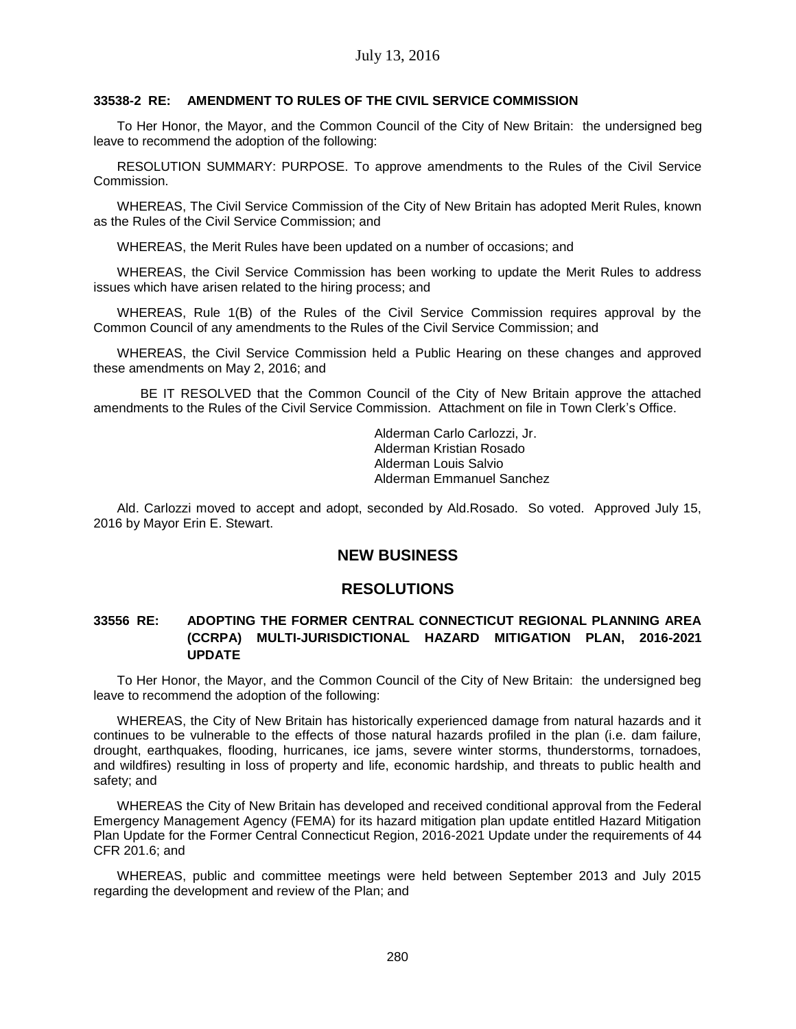**33538-2 RE: AMENDMENT TO RULES OF THE CIVIL SERVICE COMMISSION**

To Her Honor, the Mayor, and the Common Council of the City of New Britain: the undersigned beg leave to recommend the adoption of the following:

RESOLUTION SUMMARY: PURPOSE. To approve amendments to the Rules of the Civil Service Commission.

WHEREAS, The Civil Service Commission of the City of New Britain has adopted Merit Rules, known as the Rules of the Civil Service Commission; and

WHEREAS, the Merit Rules have been updated on a number of occasions; and

WHEREAS, the Civil Service Commission has been working to update the Merit Rules to address issues which have arisen related to the hiring process; and

WHEREAS, Rule 1(B) of the Rules of the Civil Service Commission requires approval by the Common Council of any amendments to the Rules of the Civil Service Commission; and

WHEREAS, the Civil Service Commission held a Public Hearing on these changes and approved these amendments on May 2, 2016; and

BE IT RESOLVED that the Common Council of the City of New Britain approve the attached amendments to the Rules of the Civil Service Commission. Attachment on file in Town Clerk's Office.

Alderman Carlo Carlozzi, Jr.
Alderman Kristian Rosado
Alderman Louis Salvio
Alderman Emmanuel Sanchez

Ald. Carlozzi moved to accept and adopt, seconded by Ald.Rosado. So voted. Approved July 15, 2016 by Mayor Erin E. Stewart.

## NEW BUSINESS

## RESOLUTIONS

**33556 RE: ADOPTING THE FORMER CENTRAL CONNECTICUT REGIONAL PLANNING AREA (CCRPA) MULTI-JURISDICTIONAL HAZARD MITIGATION PLAN, 2016-2021 UPDATE**

To Her Honor, the Mayor, and the Common Council of the City of New Britain: the undersigned beg leave to recommend the adoption of the following:

WHEREAS, the City of New Britain has historically experienced damage from natural hazards and it continues to be vulnerable to the effects of those natural hazards profiled in the plan (i.e. dam failure, drought, earthquakes, flooding, hurricanes, ice jams, severe winter storms, thunderstorms, tornadoes, and wildfires) resulting in loss of property and life, economic hardship, and threats to public health and safety; and

WHEREAS the City of New Britain has developed and received conditional approval from the Federal Emergency Management Agency (FEMA) for its hazard mitigation plan update entitled Hazard Mitigation Plan Update for the Former Central Connecticut Region, 2016-2021 Update under the requirements of 44 CFR 201.6; and

WHEREAS, public and committee meetings were held between September 2013 and July 2015 regarding the development and review of the Plan; and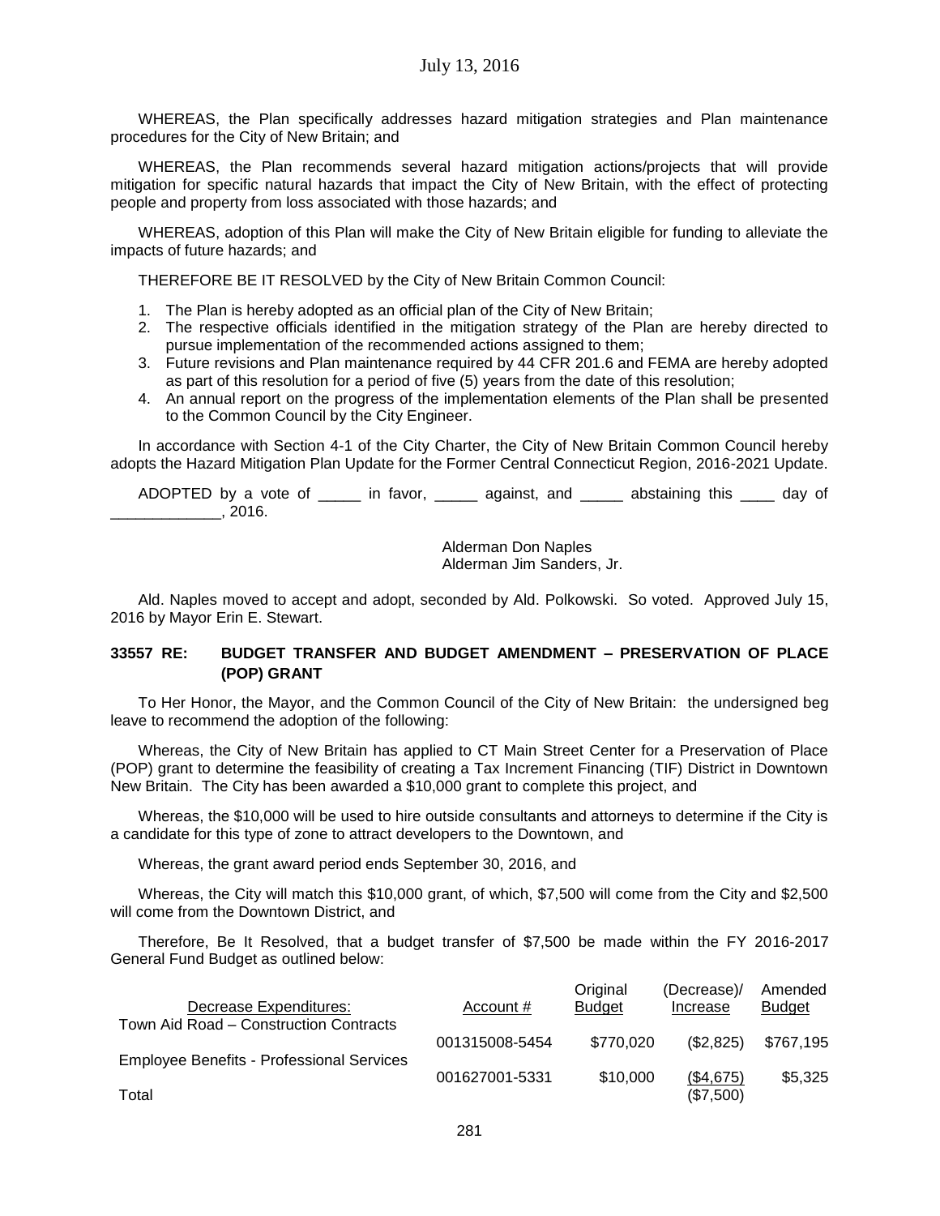WHEREAS, the Plan specifically addresses hazard mitigation strategies and Plan maintenance procedures for the City of New Britain; and

WHEREAS, the Plan recommends several hazard mitigation actions/projects that will provide mitigation for specific natural hazards that impact the City of New Britain, with the effect of protecting people and property from loss associated with those hazards; and

WHEREAS, adoption of this Plan will make the City of New Britain eligible for funding to alleviate the impacts of future hazards; and

THEREFORE BE IT RESOLVED by the City of New Britain Common Council:

1. The Plan is hereby adopted as an official plan of the City of New Britain;
2. The respective officials identified in the mitigation strategy of the Plan are hereby directed to pursue implementation of the recommended actions assigned to them;
3. Future revisions and Plan maintenance required by 44 CFR 201.6 and FEMA are hereby adopted as part of this resolution for a period of five (5) years from the date of this resolution;
4. An annual report on the progress of the implementation elements of the Plan shall be presented to the Common Council by the City Engineer.

In accordance with Section 4-1 of the City Charter, the City of New Britain Common Council hereby adopts the Hazard Mitigation Plan Update for the Former Central Connecticut Region, 2016-2021 Update.

ADOPTED by a vote of _____ in favor, _____ against, and _____ abstaining this ____ day of _____________, 2016.

Alderman Don Naples
Alderman Jim Sanders, Jr.

Ald. Naples moved to accept and adopt, seconded by Ald. Polkowski. So voted. Approved July 15, 2016 by Mayor Erin E. Stewart.

**33557 RE: BUDGET TRANSFER AND BUDGET AMENDMENT – PRESERVATION OF PLACE (POP) GRANT**

To Her Honor, the Mayor, and the Common Council of the City of New Britain: the undersigned beg leave to recommend the adoption of the following:

Whereas, the City of New Britain has applied to CT Main Street Center for a Preservation of Place (POP) grant to determine the feasibility of creating a Tax Increment Financing (TIF) District in Downtown New Britain. The City has been awarded a $10,000 grant to complete this project, and

Whereas, the $10,000 will be used to hire outside consultants and attorneys to determine if the City is a candidate for this type of zone to attract developers to the Downtown, and

Whereas, the grant award period ends September 30, 2016, and

Whereas, the City will match this $10,000 grant, of which, $7,500 will come from the City and $2,500 will come from the Downtown District, and

Therefore, Be It Resolved, that a budget transfer of $7,500 be made within the FY 2016-2017 General Fund Budget as outlined below:

| Decrease Expenditures: | Account # | Original Budget | (Decrease)/ Increase | Amended Budget |
|---|---|---|---|---|
| Town Aid Road – Construction Contracts | 001315008-5454 | $770,020 | ($2,825) | $767,195 |
| Employee Benefits - Professional Services | 001627001-5331 | $10,000 | ($4,675) | $5,325 |
| Total | | | ($7,500) | |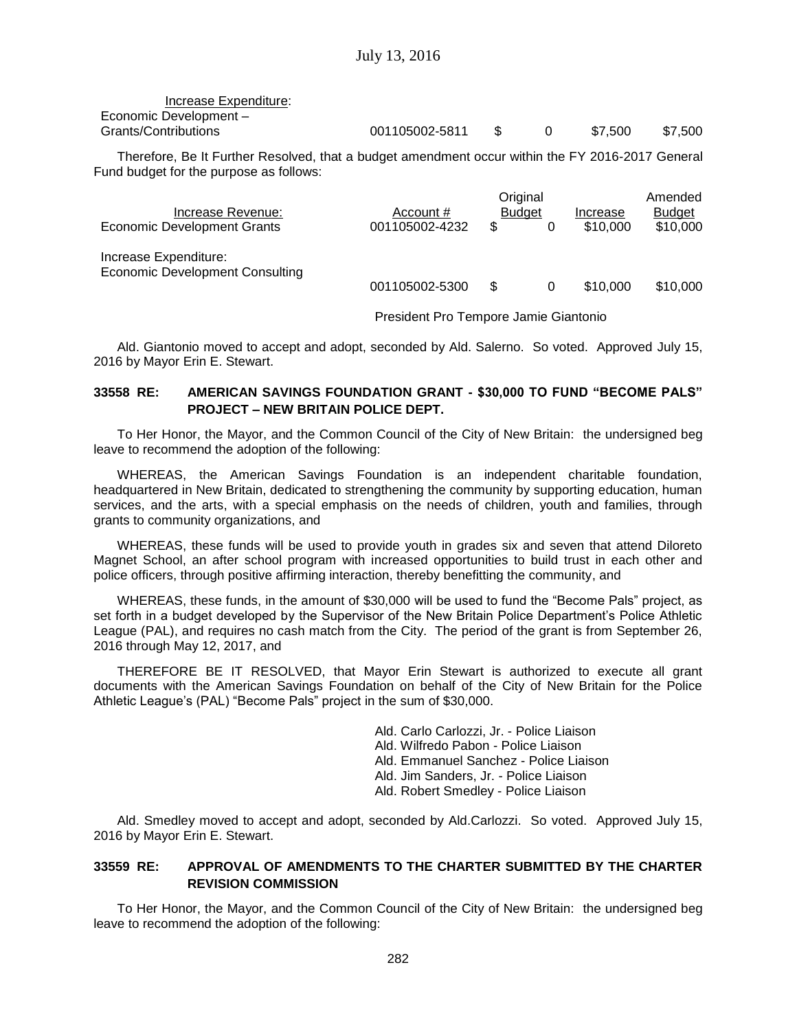| Increase Expenditure: | | | | |
|---|---|---|---|---|
| Economic Development – Grants/Contributions | 001105002-5811 | $ 0 | $7,500 | $7,500 |

Therefore, Be It Further Resolved, that a budget amendment occur within the FY 2016-2017 General Fund budget for the purpose as follows:

| Increase Revenue: | Account # | Original Budget | Increase | Amended Budget |
|---|---|---|---|---|
| Economic Development Grants | 001105002-4232 | $ 0 | $10,000 | $10,000 |
| Increase Expenditure: | | | | |
| Economic Development Consulting | 001105002-5300 | $ 0 | $10,000 | $10,000 |

President Pro Tempore Jamie Giantonio

Ald. Giantonio moved to accept and adopt, seconded by Ald. Salerno. So voted. Approved July 15, 2016 by Mayor Erin E. Stewart.

**33558 RE: AMERICAN SAVINGS FOUNDATION GRANT - $30,000 TO FUND "BECOME PALS" PROJECT – NEW BRITAIN POLICE DEPT.**

To Her Honor, the Mayor, and the Common Council of the City of New Britain: the undersigned beg leave to recommend the adoption of the following:

WHEREAS, the American Savings Foundation is an independent charitable foundation, headquartered in New Britain, dedicated to strengthening the community by supporting education, human services, and the arts, with a special emphasis on the needs of children, youth and families, through grants to community organizations, and

WHEREAS, these funds will be used to provide youth in grades six and seven that attend Diloreto Magnet School, an after school program with increased opportunities to build trust in each other and police officers, through positive affirming interaction, thereby benefitting the community, and

WHEREAS, these funds, in the amount of $30,000 will be used to fund the "Become Pals" project, as set forth in a budget developed by the Supervisor of the New Britain Police Department's Police Athletic League (PAL), and requires no cash match from the City. The period of the grant is from September 26, 2016 through May 12, 2017, and

THEREFORE BE IT RESOLVED, that Mayor Erin Stewart is authorized to execute all grant documents with the American Savings Foundation on behalf of the City of New Britain for the Police Athletic League's (PAL) "Become Pals" project in the sum of $30,000.

Ald. Carlo Carlozzi, Jr. - Police Liaison
Ald. Wilfredo Pabon - Police Liaison
Ald. Emmanuel Sanchez - Police Liaison
Ald. Jim Sanders, Jr. - Police Liaison
Ald. Robert Smedley - Police Liaison

Ald. Smedley moved to accept and adopt, seconded by Ald.Carlozzi. So voted. Approved July 15, 2016 by Mayor Erin E. Stewart.

**33559 RE: APPROVAL OF AMENDMENTS TO THE CHARTER SUBMITTED BY THE CHARTER REVISION COMMISSION**

To Her Honor, the Mayor, and the Common Council of the City of New Britain: the undersigned beg leave to recommend the adoption of the following: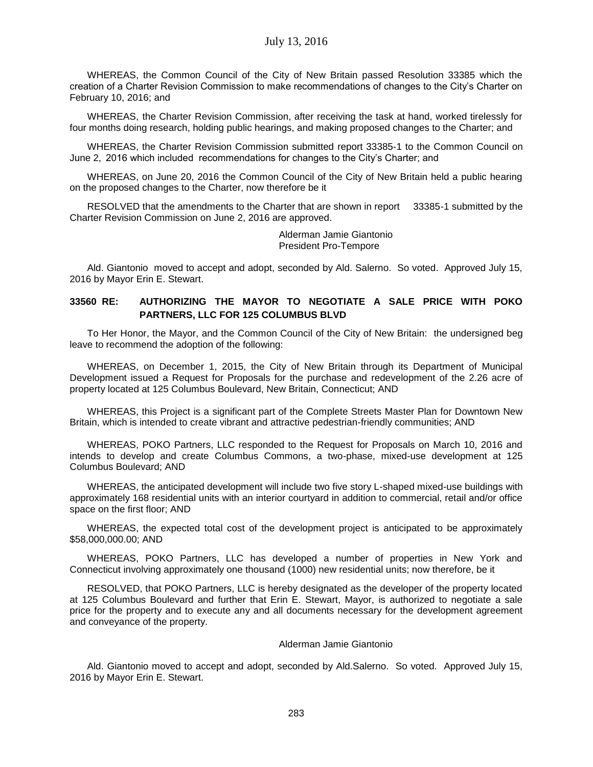WHEREAS, the Common Council of the City of New Britain passed Resolution 33385 which the creation of a Charter Revision Commission to make recommendations of changes to the City's Charter on February 10, 2016; and

WHEREAS, the Charter Revision Commission, after receiving the task at hand, worked tirelessly for four months doing research, holding public hearings, and making proposed changes to the Charter; and

WHEREAS, the Charter Revision Commission submitted report 33385-1 to the Common Council on June 2, 2016 which included recommendations for changes to the City's Charter; and

WHEREAS, on June 20, 2016 the Common Council of the City of New Britain held a public hearing on the proposed changes to the Charter, now therefore be it

RESOLVED that the amendments to the Charter that are shown in report 33385-1 submitted by the Charter Revision Commission on June 2, 2016 are approved.

Alderman Jamie Giantonio
President Pro-Tempore

Ald. Giantonio moved to accept and adopt, seconded by Ald. Salerno. So voted. Approved July 15, 2016 by Mayor Erin E. Stewart.

**33560 RE: AUTHORIZING THE MAYOR TO NEGOTIATE A SALE PRICE WITH POKO PARTNERS, LLC FOR 125 COLUMBUS BLVD**

To Her Honor, the Mayor, and the Common Council of the City of New Britain: the undersigned beg leave to recommend the adoption of the following:

WHEREAS, on December 1, 2015, the City of New Britain through its Department of Municipal Development issued a Request for Proposals for the purchase and redevelopment of the 2.26 acre of property located at 125 Columbus Boulevard, New Britain, Connecticut; AND

WHEREAS, this Project is a significant part of the Complete Streets Master Plan for Downtown New Britain, which is intended to create vibrant and attractive pedestrian-friendly communities; AND

WHEREAS, POKO Partners, LLC responded to the Request for Proposals on March 10, 2016 and intends to develop and create Columbus Commons, a two-phase, mixed-use development at 125 Columbus Boulevard; AND

WHEREAS, the anticipated development will include two five story L-shaped mixed-use buildings with approximately 168 residential units with an interior courtyard in addition to commercial, retail and/or office space on the first floor; AND

WHEREAS, the expected total cost of the development project is anticipated to be approximately $58,000,000.00; AND

WHEREAS, POKO Partners, LLC has developed a number of properties in New York and Connecticut involving approximately one thousand (1000) new residential units; now therefore, be it

RESOLVED, that POKO Partners, LLC is hereby designated as the developer of the property located at 125 Columbus Boulevard and further that Erin E. Stewart, Mayor, is authorized to negotiate a sale price for the property and to execute any and all documents necessary for the development agreement and conveyance of the property.

Alderman Jamie Giantonio

Ald. Giantonio moved to accept and adopt, seconded by Ald.Salerno. So voted. Approved July 15, 2016 by Mayor Erin E. Stewart.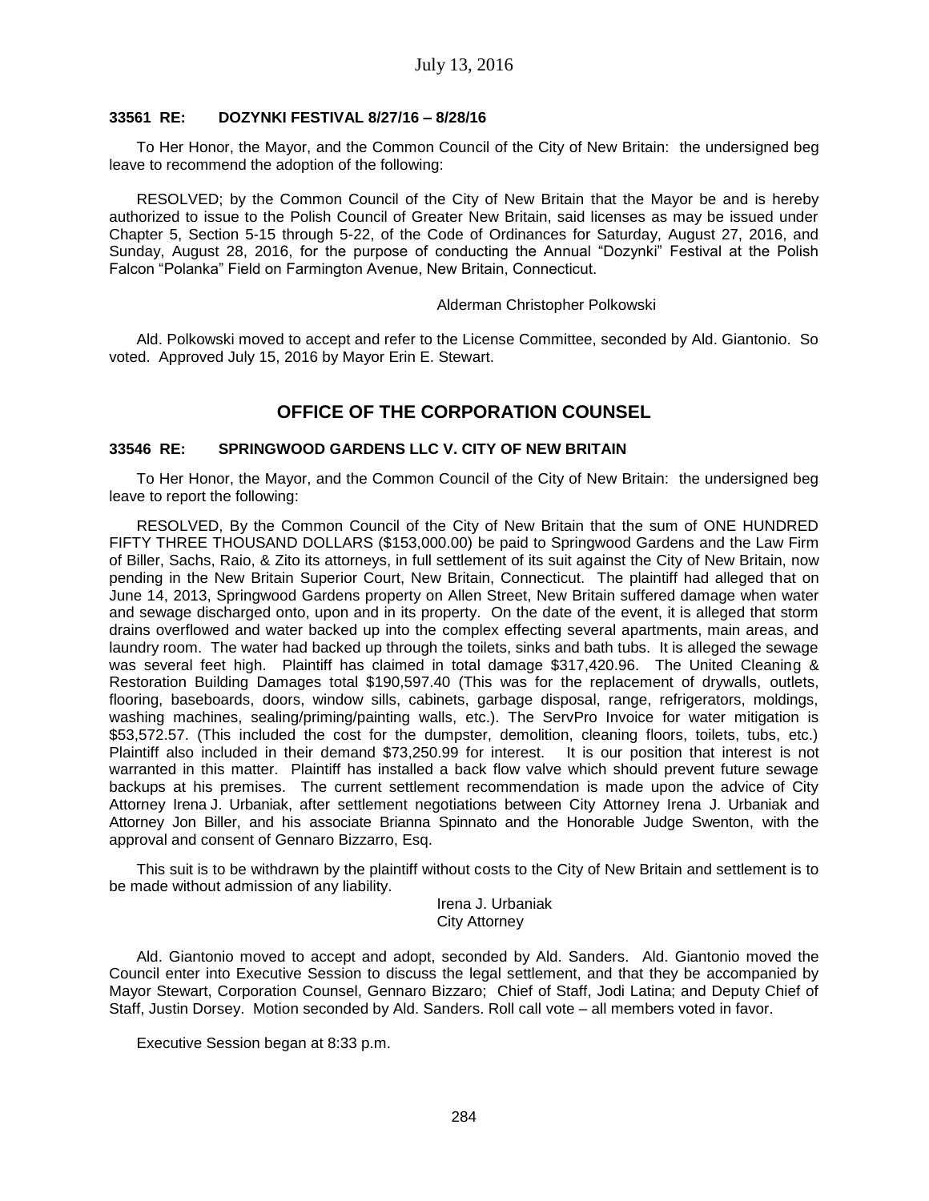#### 33561 RE: DOZYNKI FESTIVAL 8/27/16 – 8/28/16

To Her Honor, the Mayor, and the Common Council of the City of New Britain: the undersigned beg leave to recommend the adoption of the following:

RESOLVED; by the Common Council of the City of New Britain that the Mayor be and is hereby authorized to issue to the Polish Council of Greater New Britain, said licenses as may be issued under Chapter 5, Section 5-15 through 5-22, of the Code of Ordinances for Saturday, August 27, 2016, and Sunday, August 28, 2016, for the purpose of conducting the Annual "Dozynki" Festival at the Polish Falcon "Polanka" Field on Farmington Avenue, New Britain, Connecticut.

Alderman Christopher Polkowski

Ald. Polkowski moved to accept and refer to the License Committee, seconded by Ald. Giantonio. So voted. Approved July 15, 2016 by Mayor Erin E. Stewart.

## OFFICE OF THE CORPORATION COUNSEL

#### 33546 RE: SPRINGWOOD GARDENS LLC V. CITY OF NEW BRITAIN

To Her Honor, the Mayor, and the Common Council of the City of New Britain: the undersigned beg leave to report the following:

RESOLVED, By the Common Council of the City of New Britain that the sum of ONE HUNDRED FIFTY THREE THOUSAND DOLLARS ($153,000.00) be paid to Springwood Gardens and the Law Firm of Biller, Sachs, Raio, & Zito its attorneys, in full settlement of its suit against the City of New Britain, now pending in the New Britain Superior Court, New Britain, Connecticut. The plaintiff had alleged that on June 14, 2013, Springwood Gardens property on Allen Street, New Britain suffered damage when water and sewage discharged onto, upon and in its property. On the date of the event, it is alleged that storm drains overflowed and water backed up into the complex effecting several apartments, main areas, and laundry room. The water had backed up through the toilets, sinks and bath tubs. It is alleged the sewage was several feet high. Plaintiff has claimed in total damage $317,420.96. The United Cleaning & Restoration Building Damages total $190,597.40 (This was for the replacement of drywalls, outlets, flooring, baseboards, doors, window sills, cabinets, garbage disposal, range, refrigerators, moldings, washing machines, sealing/priming/painting walls, etc.). The ServPro Invoice for water mitigation is $53,572.57. (This included the cost for the dumpster, demolition, cleaning floors, toilets, tubs, etc.) Plaintiff also included in their demand $73,250.99 for interest. It is our position that interest is not warranted in this matter. Plaintiff has installed a back flow valve which should prevent future sewage backups at his premises. The current settlement recommendation is made upon the advice of City Attorney Irena J. Urbaniak, after settlement negotiations between City Attorney Irena J. Urbaniak and Attorney Jon Biller, and his associate Brianna Spinnato and the Honorable Judge Swenton, with the approval and consent of Gennaro Bizzarro, Esq.

This suit is to be withdrawn by the plaintiff without costs to the City of New Britain and settlement is to be made without admission of any liability.

Irena J. Urbaniak
City Attorney

Ald. Giantonio moved to accept and adopt, seconded by Ald. Sanders. Ald. Giantonio moved the Council enter into Executive Session to discuss the legal settlement, and that they be accompanied by Mayor Stewart, Corporation Counsel, Gennaro Bizzaro; Chief of Staff, Jodi Latina; and Deputy Chief of Staff, Justin Dorsey. Motion seconded by Ald. Sanders. Roll call vote – all members voted in favor.

Executive Session began at 8:33 p.m.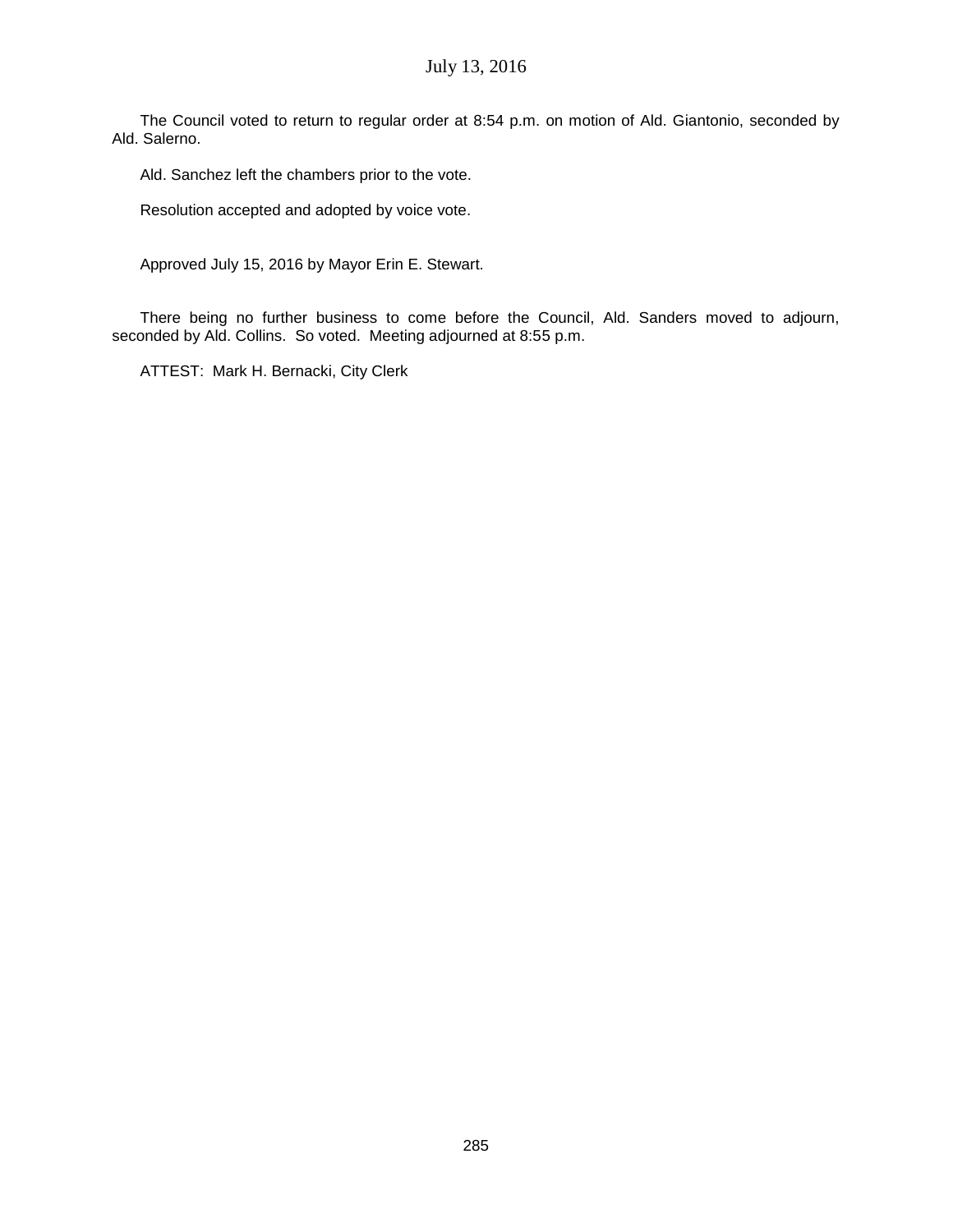The Council voted to return to regular order at 8:54 p.m. on motion of Ald. Giantonio, seconded by Ald. Salerno.

Ald. Sanchez left the chambers prior to the vote.

Resolution accepted and adopted by voice vote.

Approved July 15, 2016 by Mayor Erin E. Stewart.

There being no further business to come before the Council, Ald. Sanders moved to adjourn, seconded by Ald. Collins. So voted. Meeting adjourned at 8:55 p.m.

ATTEST: Mark H. Bernacki, City Clerk